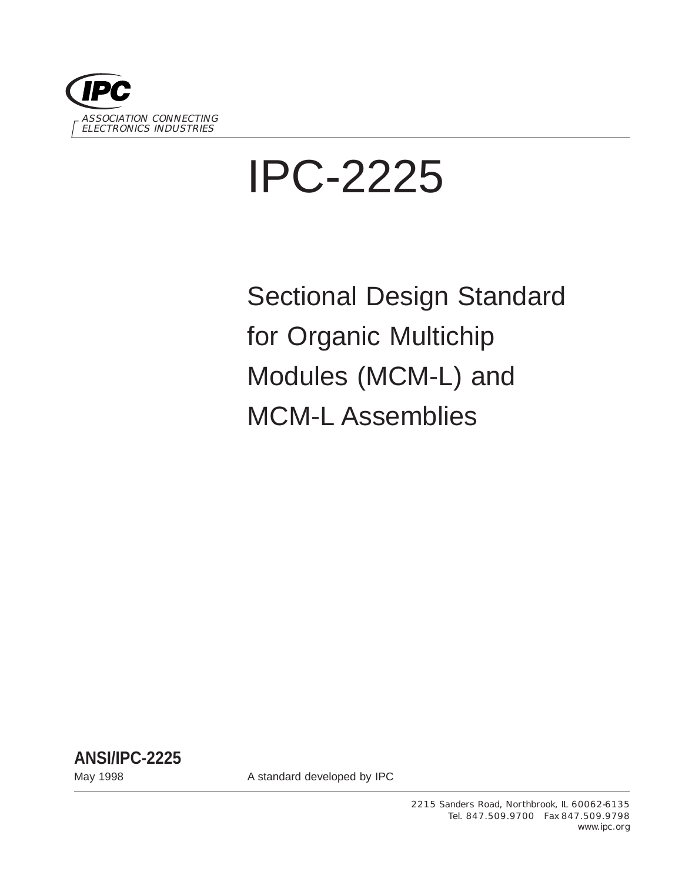IPC

ASSOCIATION CONNECTING
ELECTRONICS INDUSTRIES

# IPC-2225

## Sectional Design Standard for Organic Multichip Modules (MCM-L) and MCM-L Assemblies

**ANSI/IPC-2225**

May 1998

A standard developed by IPC

2215 Sanders Road, Northbrook, IL 60062-6135
Tel. 847.509.9700 Fax 847.509.9798
www.ipc.org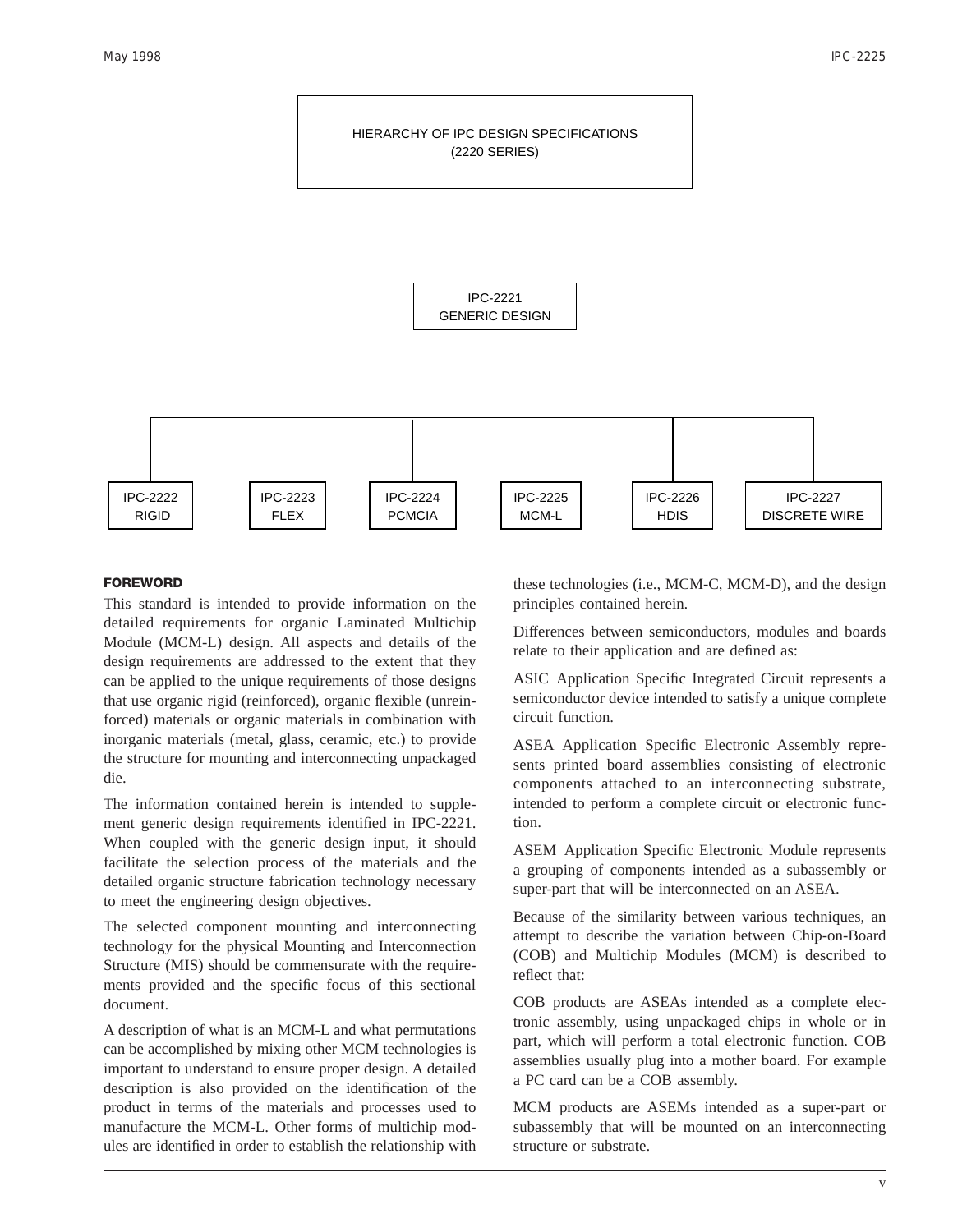HIERARCHY OF IPC DESIGN SPECIFICATIONS
(2220 SERIES)

IPC-2221
GENERIC DESIGN

| IPC-2222 RIGID | IPC-2223 FLEX | IPC-2224 PCMCIA | IPC-2225 MCM-L | IPC-2226 HDIS | IPC-2227 DISCRETE WIRE |
|---|---|---|---|---|---|

## FOREWORD

This standard is intended to provide information on the detailed requirements for organic Laminated Multichip Module (MCM-L) design. All aspects and details of the design requirements are addressed to the extent that they can be applied to the unique requirements of those designs that use organic rigid (reinforced), organic flexible (unreinforced) materials or organic materials in combination with inorganic materials (metal, glass, ceramic, etc.) to provide the structure for mounting and interconnecting unpackaged die.

The information contained herein is intended to supplement generic design requirements identified in IPC-2221. When coupled with the generic design input, it should facilitate the selection process of the materials and the detailed organic structure fabrication technology necessary to meet the engineering design objectives.

The selected component mounting and interconnecting technology for the physical Mounting and Interconnection Structure (MIS) should be commensurate with the requirements provided and the specific focus of this sectional document.

A description of what is an MCM-L and what permutations can be accomplished by mixing other MCM technologies is important to understand to ensure proper design. A detailed description is also provided on the identification of the product in terms of the materials and processes used to manufacture the MCM-L. Other forms of multichip modules are identified in order to establish the relationship with these technologies (i.e., MCM-C, MCM-D), and the design principles contained herein.

Differences between semiconductors, modules and boards relate to their application and are defined as:

ASIC Application Specific Integrated Circuit represents a semiconductor device intended to satisfy a unique complete circuit function.

ASEA Application Specific Electronic Assembly represents printed board assemblies consisting of electronic components attached to an interconnecting substrate, intended to perform a complete circuit or electronic function.

ASEM Application Specific Electronic Module represents a grouping of components intended as a subassembly or super-part that will be interconnected on an ASEA.

Because of the similarity between various techniques, an attempt to describe the variation between Chip-on-Board (COB) and Multichip Modules (MCM) is described to reflect that:

COB products are ASEAs intended as a complete electronic assembly, using unpackaged chips in whole or in part, which will perform a total electronic function. COB assemblies usually plug into a mother board. For example a PC card can be a COB assembly.

MCM products are ASEMs intended as a super-part or subassembly that will be mounted on an interconnecting structure or substrate.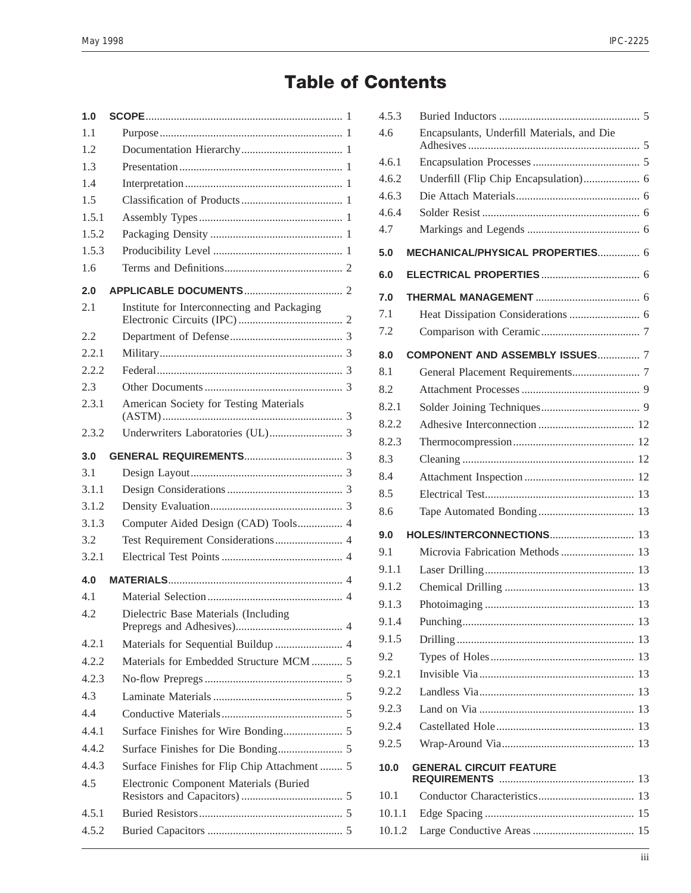# Table of Contents

**1.0 SCOPE** ........ 1

1.1 Purpose ........ 1

1.2 Documentation Hierarchy ........ 1

1.3 Presentation ........ 1

1.4 Interpretation ........ 1

1.5 Classification of Products ........ 1

1.5.1 Assembly Types ........ 1

1.5.2 Packaging Density ........ 1

1.5.3 Producibility Level ........ 1

1.6 Terms and Definitions ........ 2

**2.0 APPLICABLE DOCUMENTS** ........ 2

2.1 Institute for Interconnecting and Packaging Electronic Circuits (IPC) ........ 2

2.2 Department of Defense ........ 3

2.2.1 Military ........ 3

2.2.2 Federal ........ 3

2.3 Other Documents ........ 3

2.3.1 American Society for Testing Materials (ASTM) ........ 3

2.3.2 Underwriters Laboratories (UL) ........ 3

**3.0 GENERAL REQUIREMENTS** ........ 3

3.1 Design Layout ........ 3

3.1.1 Design Considerations ........ 3

3.1.2 Density Evaluation ........ 3

3.1.3 Computer Aided Design (CAD) Tools ........ 4

3.2 Test Requirement Considerations ........ 4

3.2.1 Electrical Test Points ........ 4

**4.0 MATERIALS** ........ 4

4.1 Material Selection ........ 4

4.2 Dielectric Base Materials (Including Prepregs and Adhesives) ........ 4

4.2.1 Materials for Sequential Buildup ........ 4

4.2.2 Materials for Embedded Structure MCM ........ 5

4.2.3 No-flow Prepregs ........ 5

4.3 Laminate Materials ........ 5

4.4 Conductive Materials ........ 5

4.4.1 Surface Finishes for Wire Bonding ........ 5

4.4.2 Surface Finishes for Die Bonding ........ 5

4.4.3 Surface Finishes for Flip Chip Attachment ........ 5

4.5 Electronic Component Materials (Buried Resistors and Capacitors) ........ 5

4.5.1 Buried Resistors ........ 5

4.5.2 Buried Capacitors ........ 5

4.5.3 Buried Inductors ........ 5

4.6 Encapsulants, Underfill Materials, and Die Adhesives ........ 5

4.6.1 Encapsulation Processes ........ 5

4.6.2 Underfill (Flip Chip Encapsulation) ........ 6

4.6.3 Die Attach Materials ........ 6

4.6.4 Solder Resist ........ 6

4.7 Markings and Legends ........ 6

**5.0 MECHANICAL/PHYSICAL PROPERTIES** ........ 6

**6.0 ELECTRICAL PROPERTIES** ........ 6

**7.0 THERMAL MANAGEMENT** ........ 6

7.1 Heat Dissipation Considerations ........ 6

7.2 Comparison with Ceramic ........ 7

**8.0 COMPONENT AND ASSEMBLY ISSUES** ........ 7

8.1 General Placement Requirements ........ 7

8.2 Attachment Processes ........ 9

8.2.1 Solder Joining Techniques ........ 9

8.2.2 Adhesive Interconnection ........ 12

8.2.3 Thermocompression ........ 12

8.3 Cleaning ........ 12

8.4 Attachment Inspection ........ 12

8.5 Electrical Test ........ 13

8.6 Tape Automated Bonding ........ 13

**9.0 HOLES/INTERCONNECTIONS** ........ 13

9.1 Microvia Fabrication Methods ........ 13

9.1.1 Laser Drilling ........ 13

9.1.2 Chemical Drilling ........ 13

9.1.3 Photoimaging ........ 13

9.1.4 Punching ........ 13

9.1.5 Drilling ........ 13

9.2 Types of Holes ........ 13

9.2.1 Invisible Via ........ 13

9.2.2 Landless Via ........ 13

9.2.3 Land on Via ........ 13

9.2.4 Castellated Hole ........ 13

9.2.5 Wrap-Around Via ........ 13

**10.0 GENERAL CIRCUIT FEATURE REQUIREMENTS** ........ 13

10.1 Conductor Characteristics ........ 13

10.1.1 Edge Spacing ........ 15

10.1.2 Large Conductive Areas ........ 15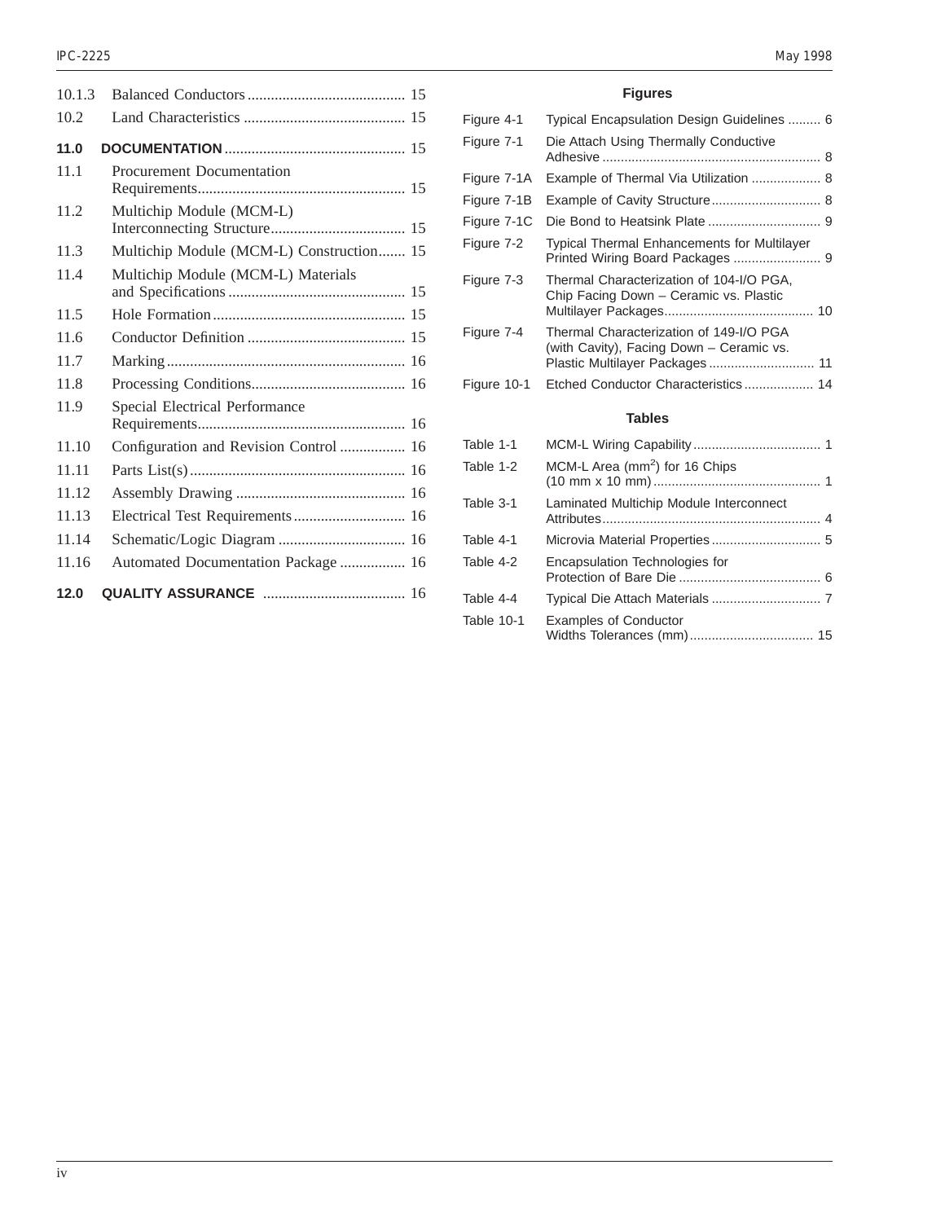| | | |
|---|---|---|
| 10.1.3 | Balanced Conductors | 15 |
| 10.2 | Land Characteristics | 15 |
| **11.0** | **DOCUMENTATION** | 15 |
| 11.1 | Procurement Documentation Requirements | 15 |
| 11.2 | Multichip Module (MCM-L) Interconnecting Structure | 15 |
| 11.3 | Multichip Module (MCM-L) Construction | 15 |
| 11.4 | Multichip Module (MCM-L) Materials and Specifications | 15 |
| 11.5 | Hole Formation | 15 |
| 11.6 | Conductor Definition | 15 |
| 11.7 | Marking | 16 |
| 11.8 | Processing Conditions | 16 |
| 11.9 | Special Electrical Performance Requirements | 16 |
| 11.10 | Configuration and Revision Control | 16 |
| 11.11 | Parts List(s) | 16 |
| 11.12 | Assembly Drawing | 16 |
| 11.13 | Electrical Test Requirements | 16 |
| 11.14 | Schematic/Logic Diagram | 16 |
| 11.16 | Automated Documentation Package | 16 |
| **12.0** | **QUALITY ASSURANCE** | 16 |

## Figures

| | | |
|---|---|---|
| Figure 4-1 | Typical Encapsulation Design Guidelines | 6 |
| Figure 7-1 | Die Attach Using Thermally Conductive Adhesive | 8 |
| Figure 7-1A | Example of Thermal Via Utilization | 8 |
| Figure 7-1B | Example of Cavity Structure | 8 |
| Figure 7-1C | Die Bond to Heatsink Plate | 9 |
| Figure 7-2 | Typical Thermal Enhancements for Multilayer Printed Wiring Board Packages | 9 |
| Figure 7-3 | Thermal Characterization of 104-I/O PGA, Chip Facing Down – Ceramic vs. Plastic Multilayer Packages | 10 |
| Figure 7-4 | Thermal Characterization of 149-I/O PGA (with Cavity), Facing Down – Ceramic vs. Plastic Multilayer Packages | 11 |
| Figure 10-1 | Etched Conductor Characteristics | 14 |

## Tables

| | | |
|---|---|---|
| Table 1-1 | MCM-L Wiring Capability | 1 |
| Table 1-2 | MCM-L Area ($mm^2$) for 16 Chips (10 mm x 10 mm) | 1 |
| Table 3-1 | Laminated Multichip Module Interconnect Attributes | 4 |
| Table 4-1 | Microvia Material Properties | 5 |
| Table 4-2 | Encapsulation Technologies for Protection of Bare Die | 6 |
| Table 4-4 | Typical Die Attach Materials | 7 |
| Table 10-1 | Examples of Conductor Widths Tolerances (mm) | 15 |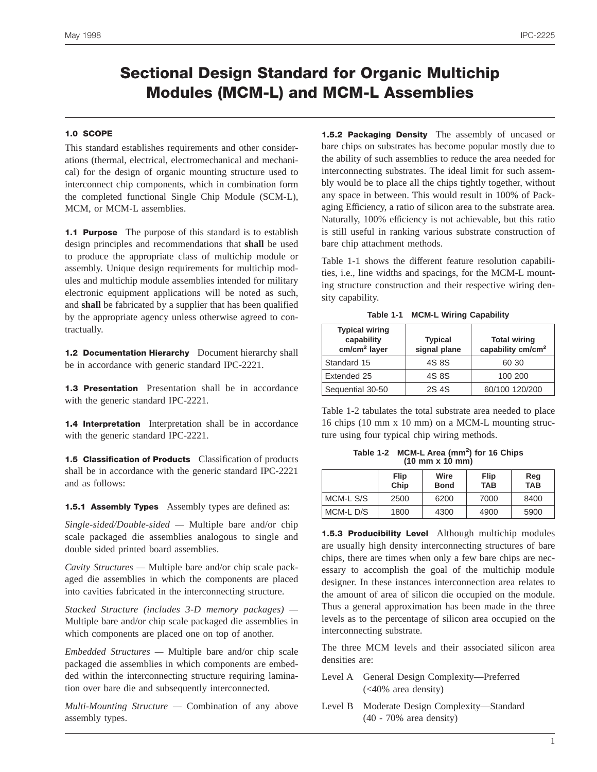# Sectional Design Standard for Organic Multichip Modules (MCM-L) and MCM-L Assemblies

## 1.0 SCOPE

This standard establishes requirements and other considerations (thermal, electrical, electromechanical and mechanical) for the design of organic mounting structure used to interconnect chip components, which in combination form the completed functional Single Chip Module (SCM-L), MCM, or MCM-L assemblies.

**1.1 Purpose** The purpose of this standard is to establish design principles and recommendations that **shall** be used to produce the appropriate class of multichip module or assembly. Unique design requirements for multichip modules and multichip module assemblies intended for military electronic equipment applications will be noted as such, and **shall** be fabricated by a supplier that has been qualified by the appropriate agency unless otherwise agreed to contractually.

**1.2 Documentation Hierarchy** Document hierarchy shall be in accordance with generic standard IPC-2221.

**1.3 Presentation** Presentation shall be in accordance with the generic standard IPC-2221.

**1.4 Interpretation** Interpretation shall be in accordance with the generic standard IPC-2221.

**1.5 Classification of Products** Classification of products shall be in accordance with the generic standard IPC-2221 and as follows:

**1.5.1 Assembly Types** Assembly types are defined as:

*Single-sided/Double-sided* — Multiple bare and/or chip scale packaged die assemblies analogous to single and double sided printed board assemblies.

*Cavity Structures* — Multiple bare and/or chip scale packaged die assemblies in which the components are placed into cavities fabricated in the interconnecting structure.

*Stacked Structure (includes 3-D memory packages)* — Multiple bare and/or chip scale packaged die assemblies in which components are placed one on top of another.

*Embedded Structures* — Multiple bare and/or chip scale packaged die assemblies in which components are embedded within the interconnecting structure requiring lamination over bare die and subsequently interconnected.

*Multi-Mounting Structure* — Combination of any above assembly types.

**1.5.2 Packaging Density** The assembly of uncased or bare chips on substrates has become popular mostly due to the ability of such assemblies to reduce the area needed for interconnecting substrates. The ideal limit for such assembly would be to place all the chips tightly together, without any space in between. This would result in 100% of Packaging Efficiency, a ratio of silicon area to the substrate area. Naturally, 100% efficiency is not achievable, but this ratio is still useful in ranking various substrate construction of bare chip attachment methods.

Table 1-1 shows the different feature resolution capabilities, i.e., line widths and spacings, for the MCM-L mounting structure construction and their respective wiring density capability.

**Table 1-1 MCM-L Wiring Capability**

| Typical wiring capability cm/cm² layer | Typical signal plane | Total wiring capability cm/cm² |
|---|---|---|
| Standard 15 | 4S 8S | 60 30 |
| Extended 25 | 4S 8S | 100 200 |
| Sequential 30-50 | 2S 4S | 60/100 120/200 |

Table 1-2 tabulates the total substrate area needed to place 16 chips (10 mm x 10 mm) on a MCM-L mounting structure using four typical chip wiring methods.

**Table 1-2 MCM-L Area ($mm^2$) for 16 Chips (10 mm x 10 mm)**

| | Flip Chip | Wire Bond | Flip TAB | Reg TAB |
|---|---|---|---|---|
| MCM-L S/S | 2500 | 6200 | 7000 | 8400 |
| MCM-L D/S | 1800 | 4300 | 4900 | 5900 |

**1.5.3 Producibility Level** Although multichip modules are usually high density interconnecting structures of bare chips, there are times when only a few bare chips are necessary to accomplish the goal of the multichip module designer. In these instances interconnection area relates to the amount of area of silicon die occupied on the module. Thus a general approximation has been made in the three levels as to the percentage of silicon area occupied on the interconnecting substrate.

The three MCM levels and their associated silicon area densities are:

Level A General Design Complexity—Preferred (<40% area density)

Level B Moderate Design Complexity—Standard (40 - 70% area density)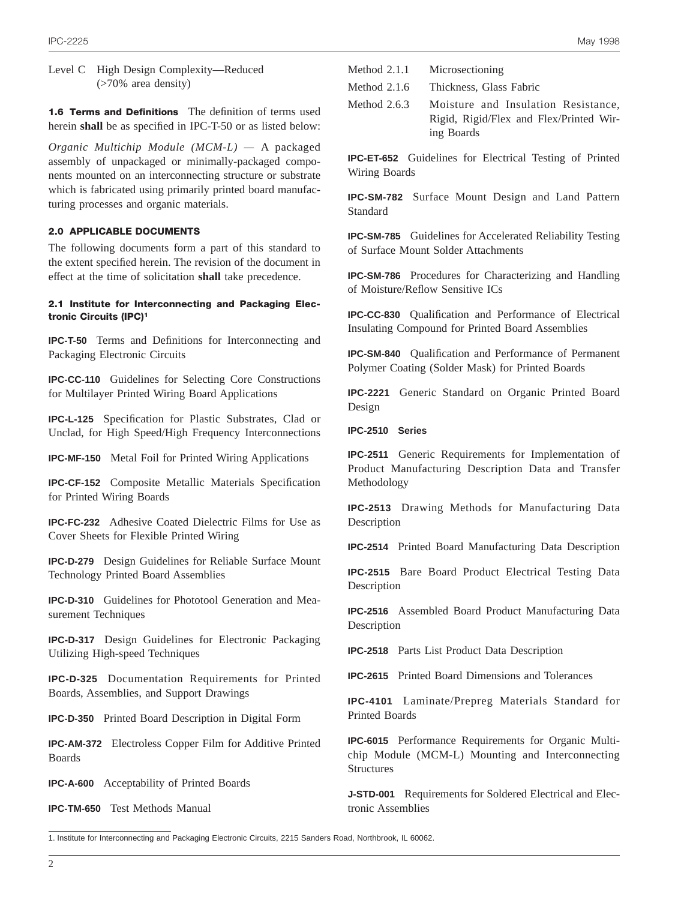Level C High Design Complexity—Reduced (>70% area density)

**1.6 Terms and Definitions** The definition of terms used herein **shall** be as specified in IPC-T-50 or as listed below:

*Organic Multichip Module (MCM-L)* — A packaged assembly of unpackaged or minimally-packaged components mounted on an interconnecting structure or substrate which is fabricated using primarily printed board manufacturing processes and organic materials.

## 2.0 APPLICABLE DOCUMENTS

The following documents form a part of this standard to the extent specified herein. The revision of the document in effect at the time of solicitation **shall** take precedence.

### 2.1 Institute for Interconnecting and Packaging Electronic Circuits (IPC)[1]

**IPC-T-50** Terms and Definitions for Interconnecting and Packaging Electronic Circuits

**IPC-CC-110** Guidelines for Selecting Core Constructions for Multilayer Printed Wiring Board Applications

**IPC-L-125** Specification for Plastic Substrates, Clad or Unclad, for High Speed/High Frequency Interconnections

**IPC-MF-150** Metal Foil for Printed Wiring Applications

**IPC-CF-152** Composite Metallic Materials Specification for Printed Wiring Boards

**IPC-FC-232** Adhesive Coated Dielectric Films for Use as Cover Sheets for Flexible Printed Wiring

**IPC-D-279** Design Guidelines for Reliable Surface Mount Technology Printed Board Assemblies

**IPC-D-310** Guidelines for Phototool Generation and Measurement Techniques

**IPC-D-317** Design Guidelines for Electronic Packaging Utilizing High-speed Techniques

**IPC-D-325** Documentation Requirements for Printed Boards, Assemblies, and Support Drawings

**IPC-D-350** Printed Board Description in Digital Form

**IPC-AM-372** Electroless Copper Film for Additive Printed Boards

**IPC-A-600** Acceptability of Printed Boards

**IPC-TM-650** Test Methods Manual

Method 2.1.1 Microsectioning

Method 2.1.6 Thickness, Glass Fabric

Method 2.6.3 Moisture and Insulation Resistance, Rigid, Rigid/Flex and Flex/Printed Wiring Boards

**IPC-ET-652** Guidelines for Electrical Testing of Printed Wiring Boards

**IPC-SM-782** Surface Mount Design and Land Pattern Standard

**IPC-SM-785** Guidelines for Accelerated Reliability Testing of Surface Mount Solder Attachments

**IPC-SM-786** Procedures for Characterizing and Handling of Moisture/Reflow Sensitive ICs

**IPC-CC-830** Qualification and Performance of Electrical Insulating Compound for Printed Board Assemblies

**IPC-SM-840** Qualification and Performance of Permanent Polymer Coating (Solder Mask) for Printed Boards

**IPC-2221** Generic Standard on Organic Printed Board Design

**IPC-2510 Series**

**IPC-2511** Generic Requirements for Implementation of Product Manufacturing Description Data and Transfer Methodology

**IPC-2513** Drawing Methods for Manufacturing Data Description

**IPC-2514** Printed Board Manufacturing Data Description

**IPC-2515** Bare Board Product Electrical Testing Data Description

**IPC-2516** Assembled Board Product Manufacturing Data Description

**IPC-2518** Parts List Product Data Description

**IPC-2615** Printed Board Dimensions and Tolerances

**IPC-4101** Laminate/Prepreg Materials Standard for Printed Boards

**IPC-6015** Performance Requirements for Organic Multichip Module (MCM-L) Mounting and Interconnecting Structures

**J-STD-001** Requirements for Soldered Electrical and Electronic Assemblies

1. Institute for Interconnecting and Packaging Electronic Circuits, 2215 Sanders Road, Northbrook, IL 60062.